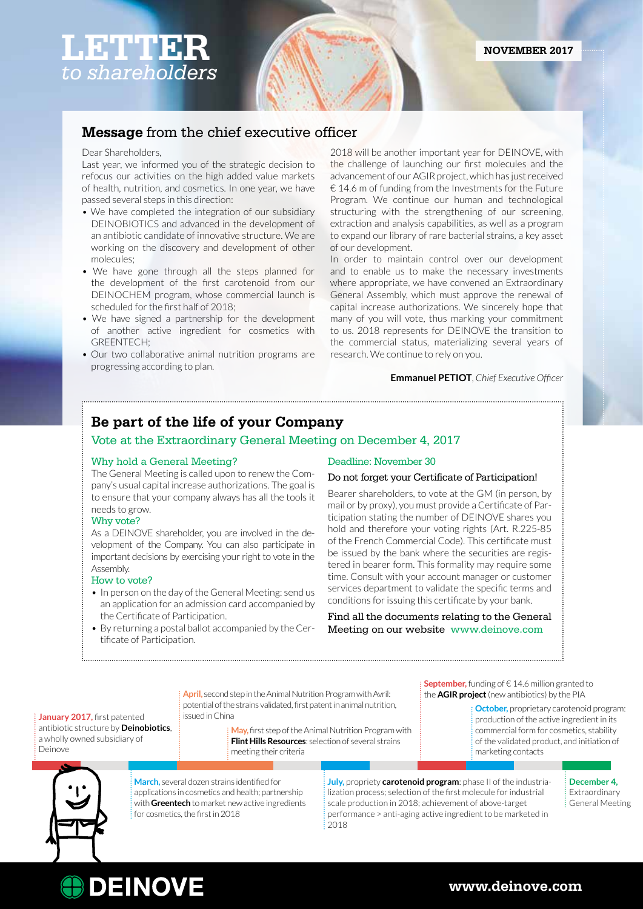# LETTER *to shareholders*

**NOVEMBER 2017**

## **Message** from the chief executive officer

Dear Shareholders,

Last year, we informed you of the strategic decision to refocus our activities on the high added value markets of health, nutrition, and cosmetics. In one year, we have passed several steps in this direction:

- We have completed the integration of our subsidiary DEINOBIOTICS and advanced in the development of an antibiotic candidate of innovative structure. We are working on the discovery and development of other molecules;
- We have gone through all the steps planned for the development of the first carotenoid from our DEINOCHEM program, whose commercial launch is scheduled for the first half of 2018;
- We have signed a partnership for the development of another active ingredient for cosmetics with GREENTECH;
- Our two collaborative animal nutrition programs are progressing according to plan.

2018 will be another important year for DEINOVE, with the challenge of launching our first molecules and the advancement of our AGIR project, which has just received € 14.6 m of funding from the Investments for the Future Program. We continue our human and technological structuring with the strengthening of our screening, extraction and analysis capabilities, as well as a program to expand our library of rare bacterial strains, a key asset of our development.

In order to maintain control over our development and to enable us to make the necessary investments where appropriate, we have convened an Extraordinary General Assembly, which must approve the renewal of capital increase authorizations. We sincerely hope that many of you will vote, thus marking your commitment to us. 2018 represents for DEINOVE the transition to the commercial status, materializing several years of research. We continue to rely on you.

**Emmanuel PETIOT**, *Chief Executive Officer*

## **Be part of the life of your Company**

### Vote at the Extraordinary General Meeting on December 4, 2017

#### Why hold a General Meeting?

The General Meeting is called upon to renew the Company's usual capital increase authorizations. The goal is to ensure that your company always has all the tools it needs to grow.

#### Why vote?

As a DEINOVE shareholder, you are involved in the development of the Company. You can also participate in important decisions by exercising your right to vote in the Assembly.

#### How to vote?

- In person on the day of the General Meeting: send us an application for an admission card accompanied by the Certificate of Participation.
- By returning a postal ballot accompanied by the Certificate of Participation.

#### Deadline: November 30

#### Do not forget your Certificate of Participation!

Bearer shareholders, to vote at the GM (in person, by mail or by proxy), you must provide a Certificate of Participation stating the number of DEINOVE shares you hold and therefore your voting rights (Art. R.225-85 of the French Commercial Code). This certificate must be issued by the bank where the securities are registered in bearer form. This formality may require some time. Consult with your account manager or customer services department to validate the specific terms and conditions for issuing this certificate by your bank.

Find all the documents relating to the General Meeting on our website www.deinove.com

**January 2017,** first patented antibiotic structure by **Deinobiotics**, a wholly owned subsidiary of Deinove

**March,** several dozen strains identified for applications in cosmetics and health; partnership with **Greentech** to market new active ingredients for cosmetics, the first in 2018

**April,** second step in the Animal Nutrition Program with Avril: potential of the strains validated, first patent in animal nutrition, issued in China

**May,** first step of the Animal Nutrition Program with **Flint Hills Resources**: selection of several strains meeting their criteria

**July,** propriety **carotenoid program**: phase II of the industrialization process; selection of the first molecule for industrial scale production in 2018; achievement of above-target performance > anti-aging active ingredient to be marketed in 2018

**September,** funding of € 14.6 million granted to the **AGIR project** (new antibiotics) by the PIA

**October,** proprietary carotenoid program: production of the active ingredient in its commercial form for cosmetics, stability of the validated product, and initiation of marketing contacts

**December 4,** Extraordinary General Meeting

**DEINOVE**

www.deinove.com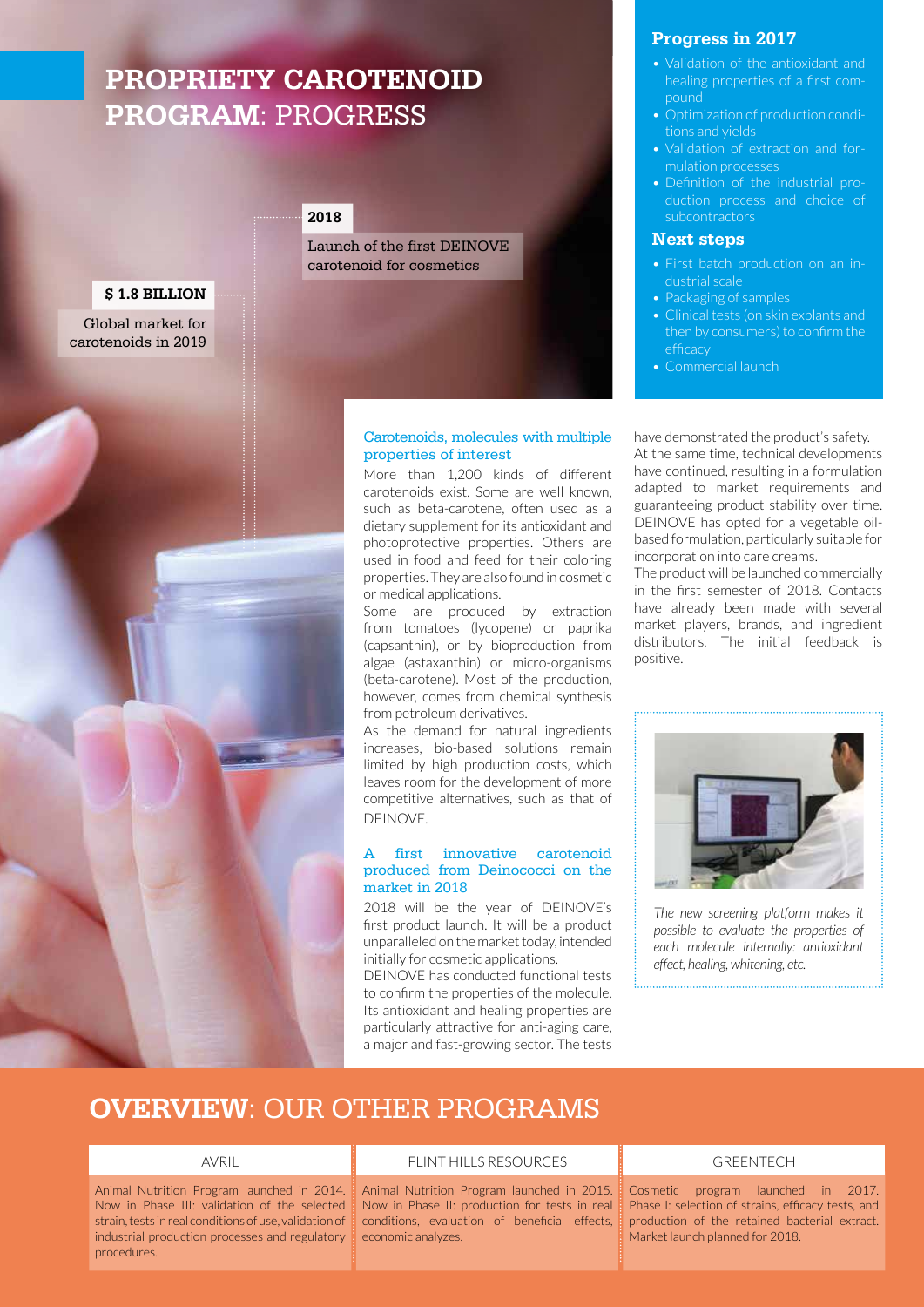# PROPRIETY CAROTENOID PROGRAM: PROGRESS

**2018**

Launch of the first DEINOVE carotenoid for cosmetics

**$ 1.8 BILLION**

Global market for carotenoids in 2019

### Progress in 2017

- Validation of the antioxidant and healing properties of a first compound
- Optimization of production conditions and yields
- Validation of extraction and formulation processes
- Definition of the industrial production process and choice of subcontractors

### Next steps

- First batch production on an industrial scale
- Packaging of samples
- Clinical tests (on skin explants and then by consumers) to confirm the efficacy
- Commercial launch

### Carotenoids, molecules with multiple properties of interest

More than 1,200 kinds of different carotenoids exist. Some are well known, such as beta-carotene, often used as a dietary supplement for its antioxidant and photoprotective properties. Others are used in food and feed for their coloring properties. They are also found in cosmetic or medical applications.

Some are produced by extraction from tomatoes (lycopene) or paprika (capsanthin), or by bioproduction from algae (astaxanthin) or micro-organisms (beta-carotene). Most of the production, however, comes from chemical synthesis from petroleum derivatives.

As the demand for natural ingredients increases, bio-based solutions remain limited by high production costs, which leaves room for the development of more competitive alternatives, such as that of DEINOVE.

### A first innovative carotenoid produced from Deinococci on the market in 2018

2018 will be the year of DEINOVE's first product launch. It will be a product unparalleled on the market today, intended initially for cosmetic applications.

DEINOVE has conducted functional tests to confirm the properties of the molecule. Its antioxidant and healing properties are particularly attractive for anti-aging care, a major and fast-growing sector. The tests have demonstrated the product's safety.

At the same time, technical developments have continued, resulting in a formulation adapted to market requirements and guaranteeing product stability over time. DEINOVE has opted for a vegetable oil-based formulation, particularly suitable for incorporation into care creams.

The product will be launched commercially in the first semester of 2018. Contacts have already been made with several market players, brands, and ingredient distributors. The initial feedback is positive.

*The new screening platform makes it possible to evaluate the properties of each molecule internally: antioxidant effect, healing, whitening, etc.*

# OVERVIEW: OUR OTHER PROGRAMS

| AVRIL | FLINT HILLS RESOURCES | GREENTECH |
|---|---|---|
| Animal Nutrition Program launched in 2014. Now in Phase III: validation of the selected strain, tests in real conditions of use, validation of industrial production processes and regulatory procedures. | Animal Nutrition Program launched in 2015. Now in Phase II: production for tests in real conditions, evaluation of beneficial effects, economic analyzes. | Cosmetic program launched in 2017. Phase I: selection of strains, efficacy tests, and production of the retained bacterial extract. Market launch planned for 2018. |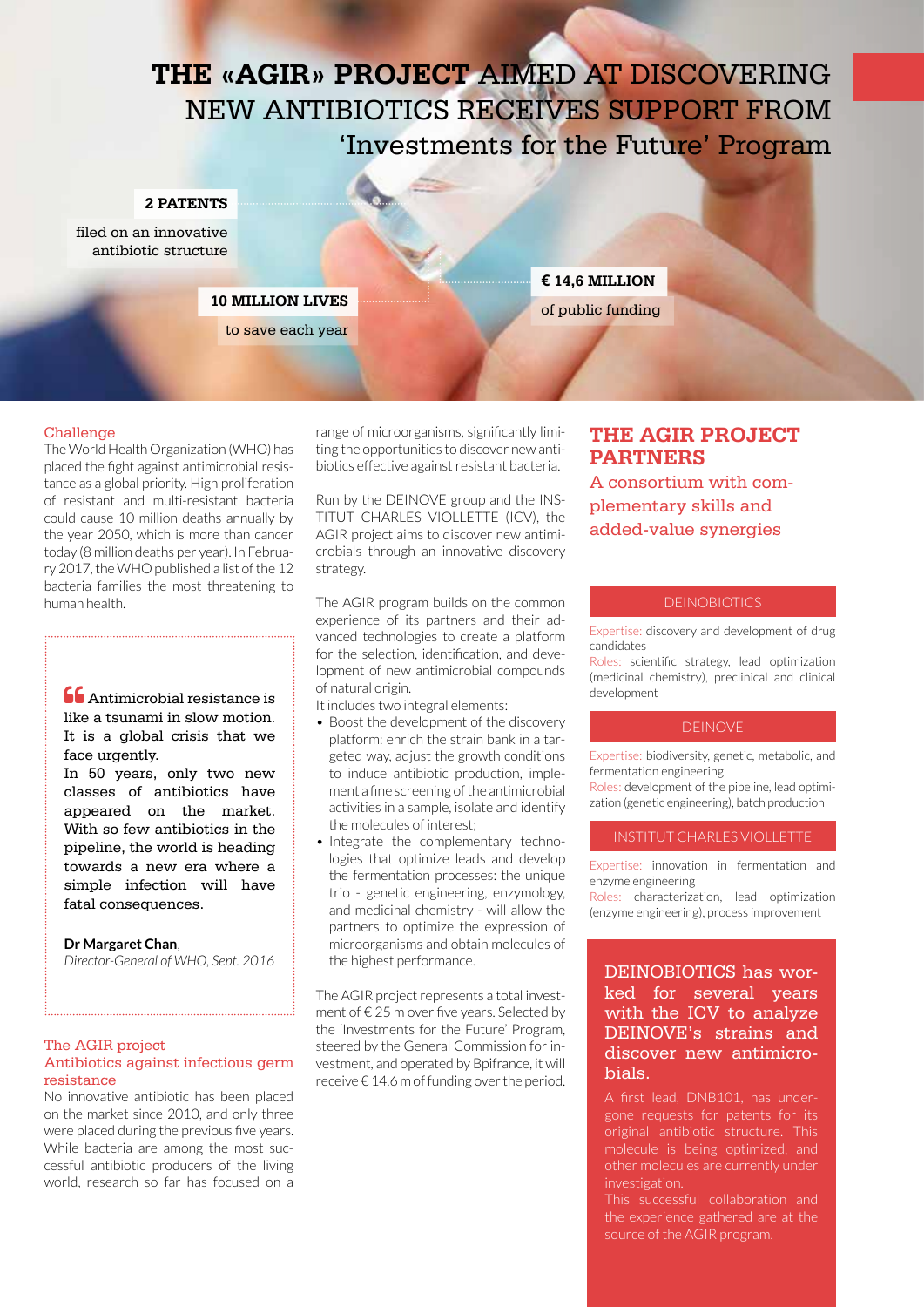# THE «AGIR» PROJECT AIMED AT DISCOVERING NEW ANTIBIOTICS RECEIVES SUPPORT FROM 'Investments for the Future' Program

**2 PATENTS**
filed on an innovative antibiotic structure

**10 MILLION LIVES**
to save each year

**€ 14,6 MILLION**
of public funding

## Challenge

The World Health Organization (WHO) has placed the fight against antimicrobial resistance as a global priority. High proliferation of resistant and multi-resistant bacteria could cause 10 million deaths annually by the year 2050, which is more than cancer today (8 million deaths per year). In February 2017, the WHO published a list of the 12 bacteria families the most threatening to human health.

> Antimicrobial resistance is like a tsunami in slow motion. It is a global crisis that we face urgently.
> In 50 years, only two new classes of antibiotics have appeared on the market. With so few antibiotics in the pipeline, the world is heading towards a new era where a simple infection will have fatal consequences.
>
> **Dr Margaret Chan**, *Director-General of WHO, Sept. 2016*

## The AGIR project
## Antibiotics against infectious germ resistance

No innovative antibiotic has been placed on the market since 2010, and only three were placed during the previous five years. While bacteria are among the most successful antibiotic producers of the living world, research so far has focused on a range of microorganisms, significantly limiting the opportunities to discover new antibiotics effective against resistant bacteria.

Run by the DEINOVE group and the INSTITUT CHARLES VIOLLETTE (ICV), the AGIR project aims to discover new antimicrobials through an innovative discovery strategy.

The AGIR program builds on the common experience of its partners and their advanced technologies to create a platform for the selection, identification, and development of new antimicrobial compounds of natural origin.

It includes two integral elements:

- Boost the development of the discovery platform: enrich the strain bank in a targeted way, adjust the growth conditions to induce antibiotic production, implement a fine screening of the antimicrobial activities in a sample, isolate and identify the molecules of interest;
- Integrate the complementary technologies that optimize leads and develop the fermentation processes: the unique trio - genetic engineering, enzymology, and medicinal chemistry - will allow the partners to optimize the expression of microorganisms and obtain molecules of the highest performance.

The AGIR project represents a total investment of € 25 m over five years. Selected by the 'Investments for the Future' Program, steered by the General Commission for investment, and operated by Bpifrance, it will receive € 14.6 m of funding over the period.

## THE AGIR PROJECT PARTNERS

### A consortium with complementary skills and added-value synergies

**DEINOBIOTICS**

Expertise: discovery and development of drug candidates
Roles: scientific strategy, lead optimization (medicinal chemistry), preclinical and clinical development

**DEINOVE**

Expertise: biodiversity, genetic, metabolic, and fermentation engineering
Roles: development of the pipeline, lead optimization (genetic engineering), batch production

**INSTITUT CHARLES VIOLLETTE**

Expertise: innovation in fermentation and enzyme engineering
Roles: characterization, lead optimization (enzyme engineering), process improvement

**DEINOBIOTICS has worked for several years with the ICV to analyze DEINOVE's strains and discover new antimicrobials.**

A first lead, DNB101, has undergone requests for patents for its original antibiotic structure. This molecule is being optimized, and other molecules are currently under investigation.
This successful collaboration and the experience gathered are at the source of the AGIR program.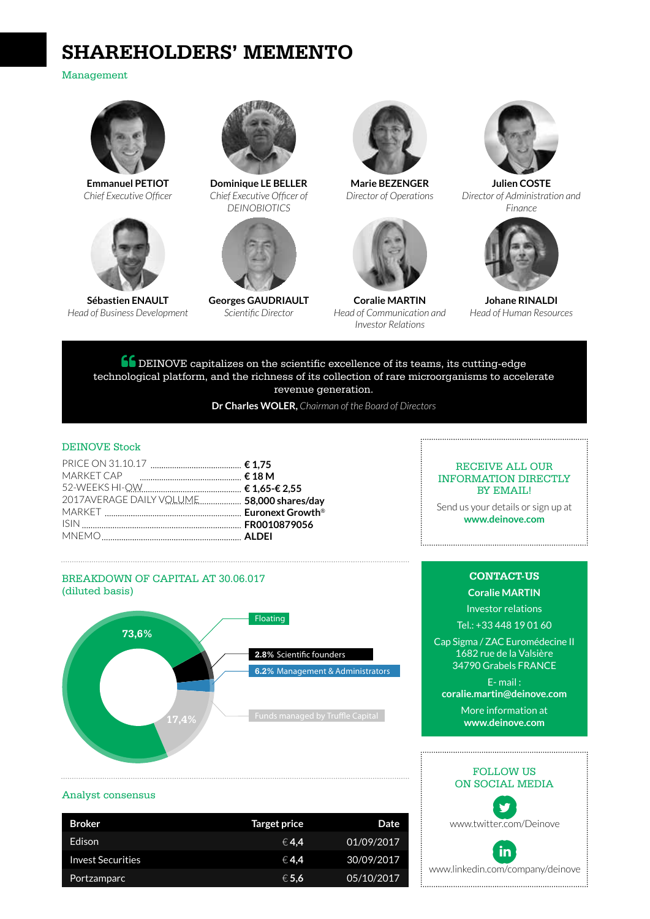# SHAREHOLDERS' MEMENTO

## Management

**Emmanuel PETIOT**
*Chief Executive Officer*

**Dominique LE BELLER**
*Chief Executive Officer of DEINOBIOTICS*

**Marie BEZENGER**
*Director of Operations*

**Julien COSTE**
*Director of Administration and Finance*

**Sébastien ENAULT**
*Head of Business Development*

**Georges GAUDRIAULT**
*Scientific Director*

**Coralie MARTIN**
*Head of Communication and Investor Relations*

**Johane RINALDI**
*Head of Human Resources*

> DEINOVE capitalizes on the scientific excellence of its teams, its cutting-edge technological platform, and the richness of its collection of rare microorganisms to accelerate revenue generation.
>
> **Dr Charles WOLER,** *Chairman of the Board of Directors*

## DEINOVE Stock

| | |
|---|---|
| PRICE ON 31.10.17 | **€ 1,75** |
| MARKET CAP | **€ 18 M** |
| 52-WEEKS HI-OW | **€ 1,65-€ 2,55** |
| 2017AVERAGE DAILY VOLUME | **58,000 shares/day** |
| MARKET | **Euronext Growth®** |
| ISIN | **FR0010879056** |
| MNEMO | **ALDEI** |

## BREAKDOWN OF CAPITAL AT 30.06.017 (diluted basis)

73,6%
Floating
2.8% Scientific founders
6.2% Management & Administrators
17,4%
Funds managed by Truffle Capital

## Analyst consensus

| Broker | Target price | Date |
|---|---|---|
| Edison | € 4,4 | 01/09/2017 |
| Invest Securities | € 4,4 | 30/09/2017 |
| Portzamparc | € 5,6 | 05/10/2017 |

## RECEIVE ALL OUR INFORMATION DIRECTLY BY EMAIL!

Send us your details or sign up at
**www.deinove.com**

## CONTACT-US

**Coralie MARTIN**
Investor relations
Tel.: +33 448 19 01 60
Cap Sigma / ZAC Euromédecine II
1682 rue de la Valsière
34790 Grabels FRANCE

E- mail :
**coralie.martin@deinove.com**

More information at
**www.deinove.com**

## FOLLOW US ON SOCIAL MEDIA

www.twitter.com/Deinove

www.linkedin.com/company/deinove